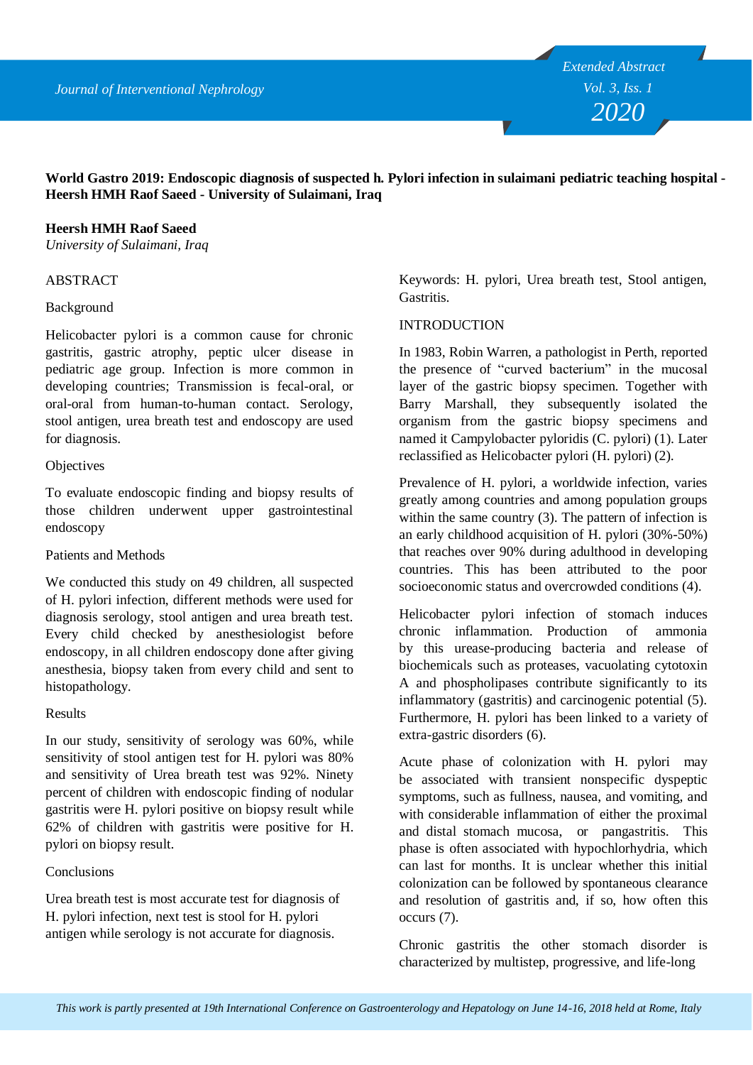**World Gastro 2019: Endoscopic diagnosis of suspected h. Pylori infection in sulaimani pediatric teaching hospital - Heersh HMH Raof Saeed - University of Sulaimani, Iraq**

**Heersh HMH Raof Saeed**
*University of Sulaimani, Iraq*

ABSTRACT

Background

Helicobacter pylori is a common cause for chronic gastritis, gastric atrophy, peptic ulcer disease in pediatric age group. Infection is more common in developing countries; Transmission is fecal-oral, or oral-oral from human-to-human contact. Serology, stool antigen, urea breath test and endoscopy are used for diagnosis.

Objectives

To evaluate endoscopic finding and biopsy results of those children underwent upper gastrointestinal endoscopy

Patients and Methods

We conducted this study on 49 children, all suspected of H. pylori infection, different methods were used for diagnosis serology, stool antigen and urea breath test. Every child checked by anesthesiologist before endoscopy, in all children endoscopy done after giving anesthesia, biopsy taken from every child and sent to histopathology.

Results

In our study, sensitivity of serology was 60%, while sensitivity of stool antigen test for H. pylori was 80% and sensitivity of Urea breath test was 92%. Ninety percent of children with endoscopic finding of nodular gastritis were H. pylori positive on biopsy result while 62% of children with gastritis were positive for H. pylori on biopsy result.

Conclusions

Urea breath test is most accurate test for diagnosis of H. pylori infection, next test is stool for H. pylori antigen while serology is not accurate for diagnosis.

Keywords: H. pylori, Urea breath test, Stool antigen, Gastritis.

INTRODUCTION

In 1983, Robin Warren, a pathologist in Perth, reported the presence of “curved bacterium” in the mucosal layer of the gastric biopsy specimen. Together with Barry Marshall, they subsequently isolated the organism from the gastric biopsy specimens and named it Campylobacter pyloridis (C. pylori) (1). Later reclassified as Helicobacter pylori (H. pylori) (2).

Prevalence of H. pylori, a worldwide infection, varies greatly among countries and among population groups within the same country (3). The pattern of infection is an early childhood acquisition of H. pylori (30%-50%) that reaches over 90% during adulthood in developing countries. This has been attributed to the poor socioeconomic status and overcrowded conditions (4).

Helicobacter pylori infection of stomach induces chronic inflammation. Production of ammonia by this urease-producing bacteria and release of biochemicals such as proteases, vacuolating cytotoxin A and phospholipases contribute significantly to its inflammatory (gastritis) and carcinogenic potential (5). Furthermore, H. pylori has been linked to a variety of extra-gastric disorders (6).

Acute phase of colonization with H. pylori may be associated with transient nonspecific dyspeptic symptoms, such as fullness, nausea, and vomiting, and with considerable inflammation of either the proximal and distal stomach mucosa, or pangastritis. This phase is often associated with hypochlorhydria, which can last for months. It is unclear whether this initial colonization can be followed by spontaneous clearance and resolution of gastritis and, if so, how often this occurs (7).

Chronic gastritis the other stomach disorder is characterized by multistep, progressive, and life-long

*This work is partly presented at 19th International Conference on Gastroenterology and Hepatology on June 14-16, 2018 held at Rome, Italy*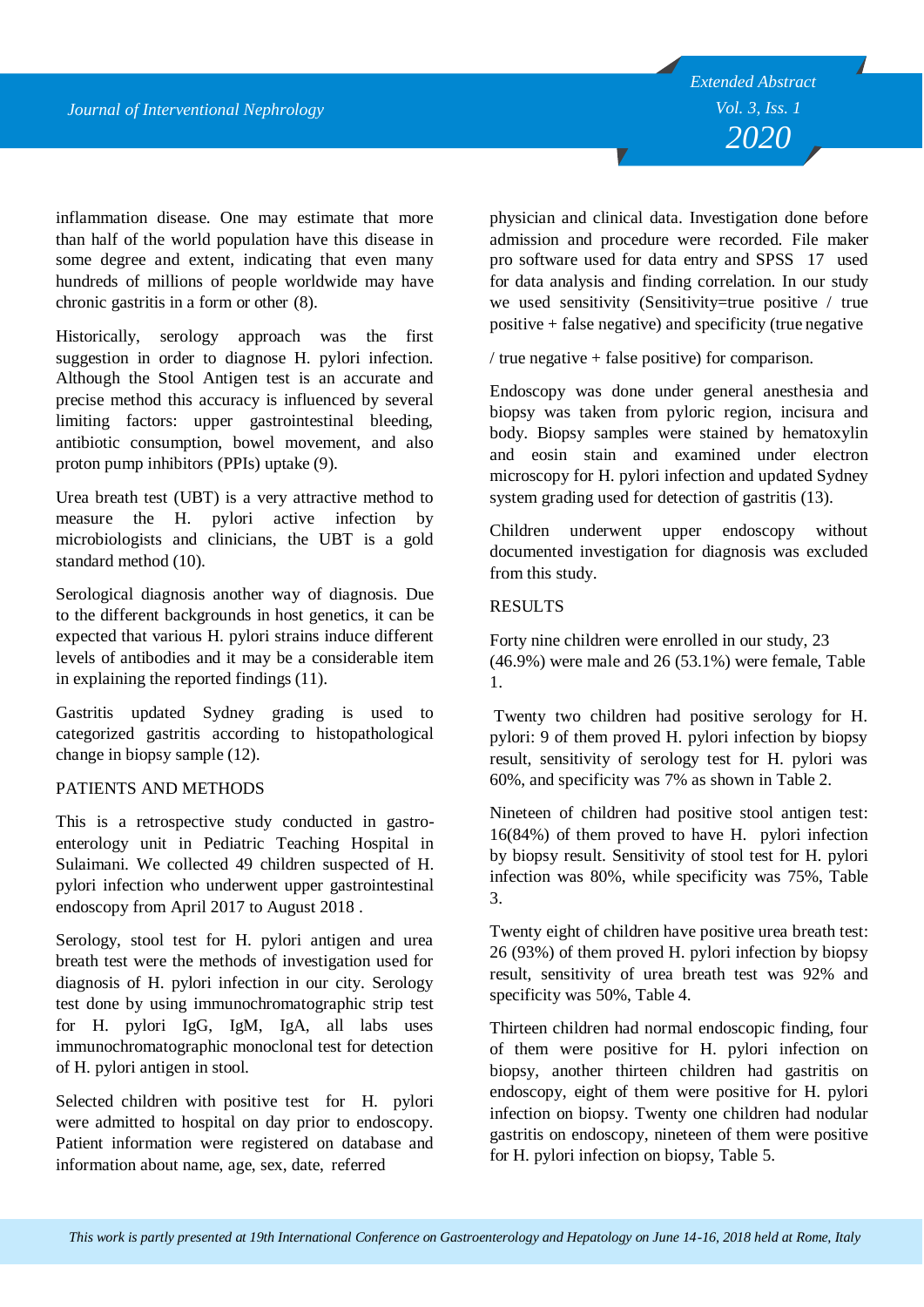inflammation disease. One may estimate that more than half of the world population have this disease in some degree and extent, indicating that even many hundreds of millions of people worldwide may have chronic gastritis in a form or other (8).

Historically, serology approach was the first suggestion in order to diagnose H. pylori infection. Although the Stool Antigen test is an accurate and precise method this accuracy is influenced by several limiting factors: upper gastrointestinal bleeding, antibiotic consumption, bowel movement, and also proton pump inhibitors (PPIs) uptake (9).

Urea breath test (UBT) is a very attractive method to measure the H. pylori active infection by microbiologists and clinicians, the UBT is a gold standard method (10).

Serological diagnosis another way of diagnosis. Due to the different backgrounds in host genetics, it can be expected that various H. pylori strains induce different levels of antibodies and it may be a considerable item in explaining the reported findings (11).

Gastritis updated Sydney grading is used to categorized gastritis according to histopathological change in biopsy sample (12).

## PATIENTS AND METHODS

This is a retrospective study conducted in gastro-enterology unit in Pediatric Teaching Hospital in Sulaimani. We collected 49 children suspected of H. pylori infection who underwent upper gastrointestinal endoscopy from April 2017 to August 2018 .

Serology, stool test for H. pylori antigen and urea breath test were the methods of investigation used for diagnosis of H. pylori infection in our city. Serology test done by using immunochromatographic strip test for H. pylori IgG, IgM, IgA, all labs uses immunochromatographic monoclonal test for detection of H. pylori antigen in stool.

Selected children with positive test for H. pylori were admitted to hospital on day prior to endoscopy. Patient information were registered on database and information about name, age, sex, date, referred physician and clinical data. Investigation done before admission and procedure were recorded. File maker pro software used for data entry and SPSS 17 used for data analysis and finding correlation. In our study we used sensitivity (Sensitivity=true positive / true positive + false negative) and specificity (true negative / true negative + false positive) for comparison.

Endoscopy was done under general anesthesia and biopsy was taken from pyloric region, incisura and body. Biopsy samples were stained by hematoxylin and eosin stain and examined under electron microscopy for H. pylori infection and updated Sydney system grading used for detection of gastritis (13).

Children underwent upper endoscopy without documented investigation for diagnosis was excluded from this study.

## RESULTS

Forty nine children were enrolled in our study, 23 (46.9%) were male and 26 (53.1%) were female, Table 1.

Twenty two children had positive serology for H. pylori: 9 of them proved H. pylori infection by biopsy result, sensitivity of serology test for H. pylori was 60%, and specificity was 7% as shown in Table 2.

Nineteen of children had positive stool antigen test: 16(84%) of them proved to have H. pylori infection by biopsy result. Sensitivity of stool test for H. pylori infection was 80%, while specificity was 75%, Table 3.

Twenty eight of children have positive urea breath test: 26 (93%) of them proved H. pylori infection by biopsy result, sensitivity of urea breath test was 92% and specificity was 50%, Table 4.

Thirteen children had normal endoscopic finding, four of them were positive for H. pylori infection on biopsy, another thirteen children had gastritis on endoscopy, eight of them were positive for H. pylori infection on biopsy. Twenty one children had nodular gastritis on endoscopy, nineteen of them were positive for H. pylori infection on biopsy, Table 5.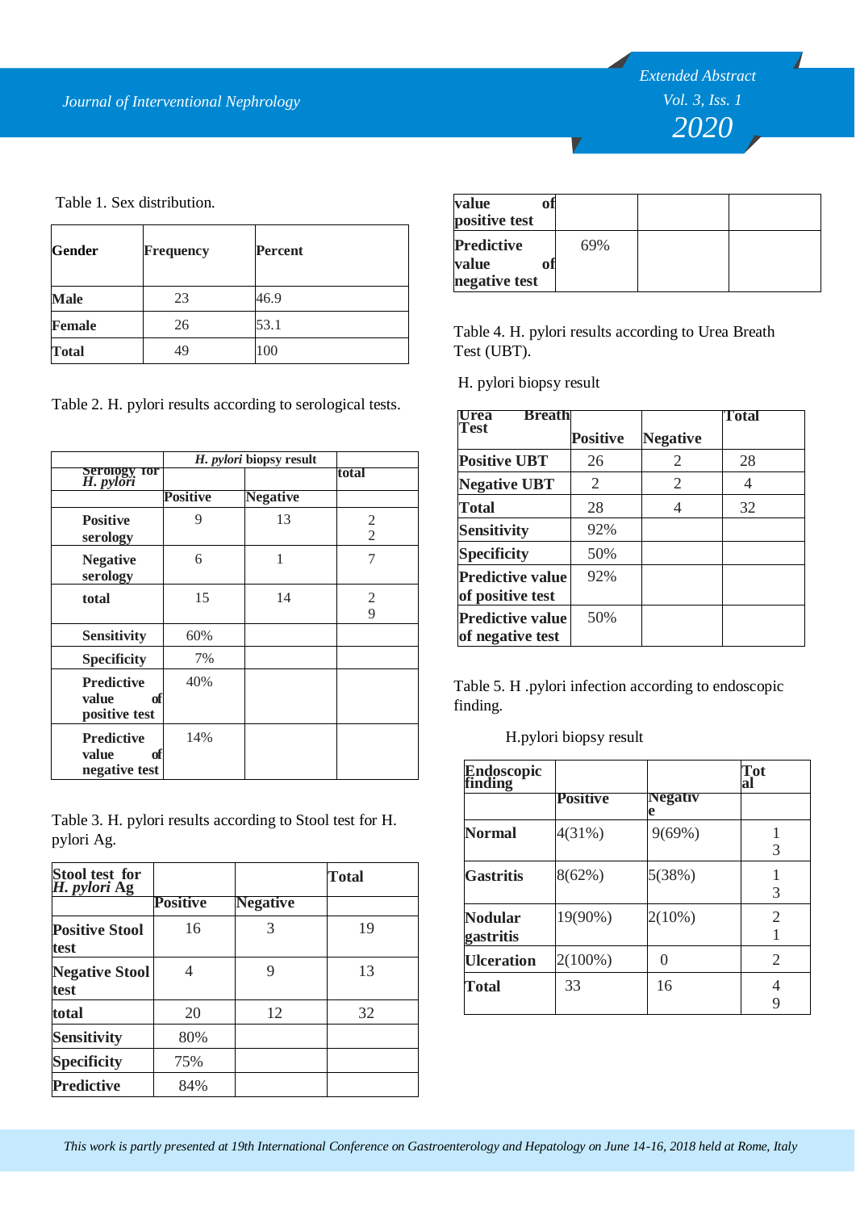Table 1. Sex distribution.

| Gender | Frequency | Percent |
|---|---|---|
| Male | 23 | 46.9 |
| Female | 26 | 53.1 |
| Total | 49 | 100 |

Table 2. H. pylori results according to serological tests.

| Serology for *H. pylori* | *H. pylori* biopsy result | | total |
|---|---|---|---|
| | Positive | Negative | |
| Positive serology | 9 | 13 | 22 |
| Negative serology | 6 | 1 | 7 |
| total | 15 | 14 | 29 |
| Sensitivity | 60% | | |
| Specificity | 7% | | |
| Predictive value of positive test | 40% | | |
| Predictive value of negative test | 14% | | |

Table 3. H. pylori results according to Stool test for H. pylori Ag.

| Stool test for *H. pylori* Ag | | | Total |
|---|---|---|---|
| | Positive | Negative | |
| Positive Stool test | 16 | 3 | 19 |
| Negative Stool test | 4 | 9 | 13 |
| total | 20 | 12 | 32 |
| Sensitivity | 80% | | |
| Specificity | 75% | | |
| Predictive value of positive test | 84% | | |
| Predictive value of negative test | 69% | | |

Table 4. H. pylori results according to Urea Breath Test (UBT).

H. pylori biopsy result

| Urea Breath Test | | | Total |
|---|---|---|---|
| | Positive | Negative | |
| Positive UBT | 26 | 2 | 28 |
| Negative UBT | 2 | 2 | 4 |
| Total | 28 | 4 | 32 |
| Sensitivity | 92% | | |
| Specificity | 50% | | |
| Predictive value of positive test | 92% | | |
| Predictive value of negative test | 50% | | |

Table 5. H .pylori infection according to endoscopic finding.

H.pylori biopsy result

| Endoscopic finding | | | Total |
|---|---|---|---|
| | Positive | Negative | |
| Normal | 4(31%) | 9(69%) | 13 |
| Gastritis | 8(62%) | 5(38%) | 13 |
| Nodular gastritis | 19(90%) | 2(10%) | 21 |
| Ulceration | 2(100%) | 0 | 2 |
| Total | 33 | 16 | 49 |

*This work is partly presented at 19th International Conference on Gastroenterology and Hepatology on June 14-16, 2018 held at Rome, Italy*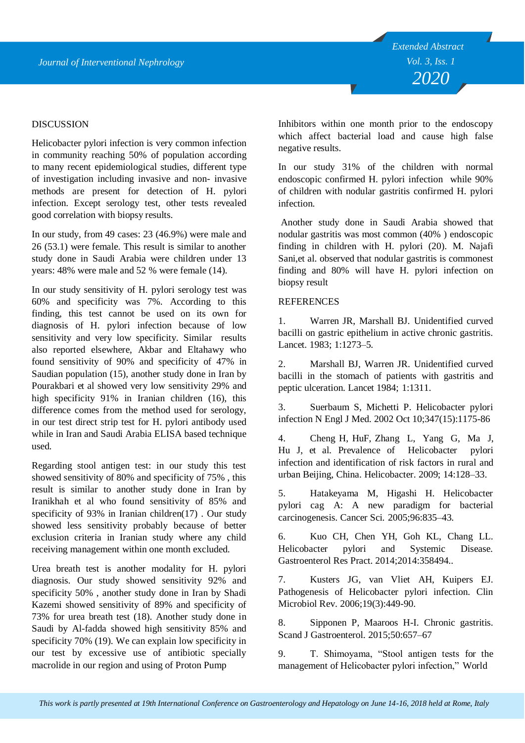## DISCUSSION

Helicobacter pylori infection is very common infection in community reaching 50% of population according to many recent epidemiological studies, different type of investigation including invasive and non- invasive methods are present for detection of H. pylori infection. Except serology test, other tests revealed good correlation with biopsy results.

In our study, from 49 cases: 23 (46.9%) were male and 26 (53.1) were female. This result is similar to another study done in Saudi Arabia were children under 13 years: 48% were male and 52 % were female (14).

In our study sensitivity of H. pylori serology test was 60% and specificity was 7%. According to this finding, this test cannot be used on its own for diagnosis of H. pylori infection because of low sensitivity and very low specificity. Similar results also reported elsewhere, Akbar and Eltahawy who found sensitivity of 90% and specificity of 47% in Saudian population (15), another study done in Iran by Pourakbari et al showed very low sensitivity 29% and high specificity 91% in Iranian children (16), this difference comes from the method used for serology, in our test direct strip test for H. pylori antibody used while in Iran and Saudi Arabia ELISA based technique used.

Regarding stool antigen test: in our study this test showed sensitivity of 80% and specificity of 75% , this result is similar to another study done in Iran by Iranikhah et al who found sensitivity of 85% and specificity of 93% in Iranian children(17) . Our study showed less sensitivity probably because of better exclusion criteria in Iranian study where any child receiving management within one month excluded.

Urea breath test is another modality for H. pylori diagnosis. Our study showed sensitivity 92% and specificity 50% , another study done in Iran by Shadi Kazemi showed sensitivity of 89% and specificity of 73% for urea breath test (18). Another study done in Saudi by Al-fadda showed high sensitivity 85% and specificity 70% (19). We can explain low specificity in our test by excessive use of antibiotic specially macrolide in our region and using of Proton Pump Inhibitors within one month prior to the endoscopy which affect bacterial load and cause high false negative results.

In our study 31% of the children with normal endoscopic confirmed H. pylori infection while 90% of children with nodular gastritis confirmed H. pylori infection.

Another study done in Saudi Arabia showed that nodular gastritis was most common (40% ) endoscopic finding in children with H. pylori (20). M. Najafi Sani,et al. observed that nodular gastritis is commonest finding and 80% will have H. pylori infection on biopsy result

## REFERENCES

1. Warren JR, Marshall BJ. Unidentified curved bacilli on gastric epithelium in active chronic gastritis. Lancet. 1983; 1:1273–5.
2. Marshall BJ, Warren JR. Unidentified curved bacilli in the stomach of patients with gastritis and peptic ulceration. Lancet 1984; 1:1311.
3. Suerbaum S, Michetti P. Helicobacter pylori infection N Engl J Med. 2002 Oct 10;347(15):1175-86
4. Cheng H, HuF, Zhang L, Yang G, Ma J, Hu J, et al. Prevalence of Helicobacter pylori infection and identification of risk factors in rural and urban Beijing, China. Helicobacter. 2009; 14:128–33.
5. Hatakeyama M, Higashi H. Helicobacter pylori cag A: A new paradigm for bacterial carcinogenesis. Cancer Sci. 2005;96:835–43.
6. Kuo CH, Chen YH, Goh KL, Chang LL. Helicobacter pylori and Systemic Disease. Gastroenterol Res Pract. 2014;2014:358494..
7. Kusters JG, van Vliet AH, Kuipers EJ. Pathogenesis of Helicobacter pylori infection. Clin Microbiol Rev. 2006;19(3):449-90.
8. Sipponen P, Maaroos H-I. Chronic gastritis. Scand J Gastroenterol. 2015;50:657–67
9. T. Shimoyama, "Stool antigen tests for the management of Helicobacter pylori infection," World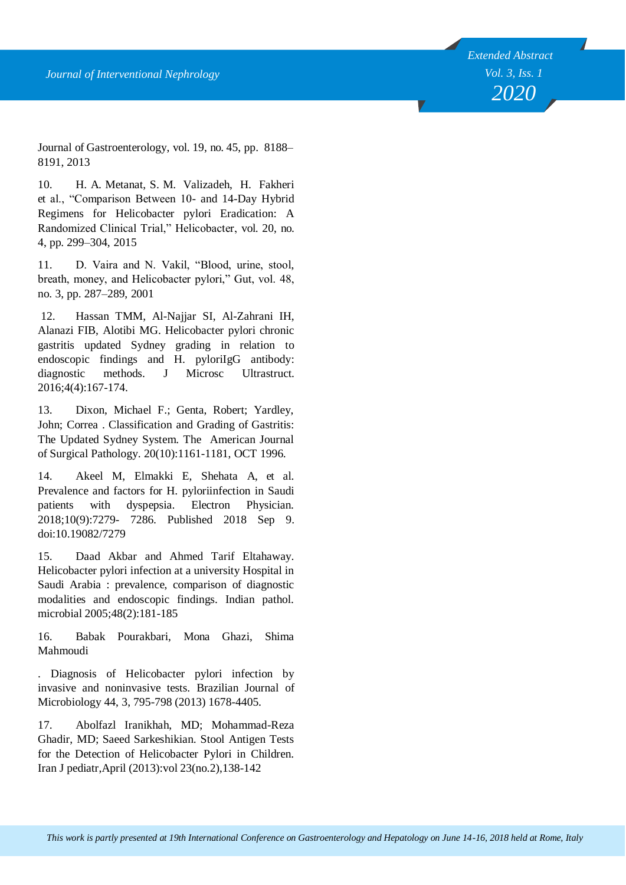Journal of Gastroenterology, vol. 19, no. 45, pp. 8188–8191, 2013

10. H. A. Metanat, S. M. Valizadeh, H. Fakheri et al., "Comparison Between 10- and 14-Day Hybrid Regimens for Helicobacter pylori Eradication: A Randomized Clinical Trial," Helicobacter, vol. 20, no. 4, pp. 299–304, 2015

11. D. Vaira and N. Vakil, "Blood, urine, stool, breath, money, and Helicobacter pylori," Gut, vol. 48, no. 3, pp. 287–289, 2001

12. Hassan TMM, Al-Najjar SI, Al-Zahrani IH, Alanazi FIB, Alotibi MG. Helicobacter pylori chronic gastritis updated Sydney grading in relation to endoscopic findings and H. pyloriIgG antibody: diagnostic methods. J Microsc Ultrastruct. 2016;4(4):167-174.

13. Dixon, Michael F.; Genta, Robert; Yardley, John; Correa . Classification and Grading of Gastritis: The Updated Sydney System. The American Journal of Surgical Pathology. 20(10):1161-1181, OCT 1996.

14. Akeel M, Elmakki E, Shehata A, et al. Prevalence and factors for H. pyloriinfection in Saudi patients with dyspepsia. Electron Physician. 2018;10(9):7279- 7286. Published 2018 Sep 9. doi:10.19082/7279

15. Daad Akbar and Ahmed Tarif Eltahaway. Helicobacter pylori infection at a university Hospital in Saudi Arabia : prevalence, comparison of diagnostic modalities and endoscopic findings. Indian pathol. microbial 2005;48(2):181-185

16. Babak Pourakbari, Mona Ghazi, Shima Mahmoudi

. Diagnosis of Helicobacter pylori infection by invasive and noninvasive tests. Brazilian Journal of Microbiology 44, 3, 795-798 (2013) 1678-4405.

17. Abolfazl Iranikhah, MD; Mohammad-Reza Ghadir, MD; Saeed Sarkeshikian. Stool Antigen Tests for the Detection of Helicobacter Pylori in Children. Iran J pediatr,April (2013):vol 23(no.2),138-142

*This work is partly presented at 19th International Conference on Gastroenterology and Hepatology on June 14-16, 2018 held at Rome, Italy*